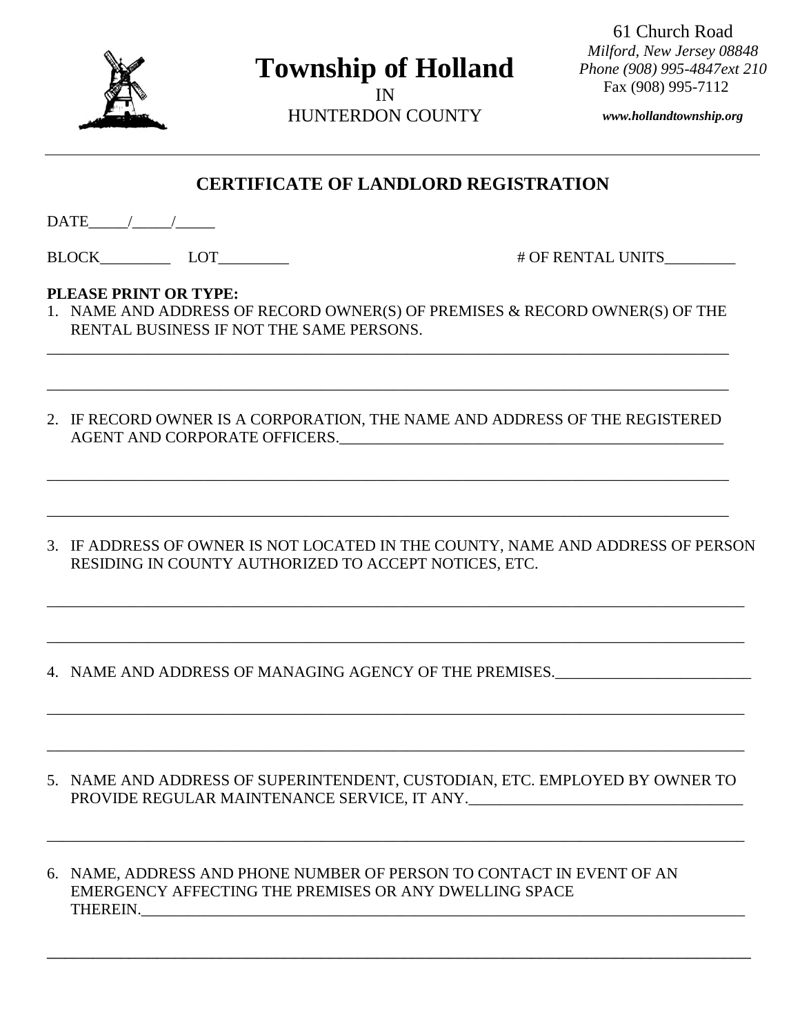# Township of Holland

IN
HUNTERDON COUNTY

61 Church Road
*Milford, New Jersey 08848*
*Phone (908) 995-4847ext 210*
Fax (908) 995-7112

***www.hollandtownship.org***

---

## CERTIFICATE OF LANDLORD REGISTRATION

DATE_____/_____/_____

BLOCK_________ LOT_________ # OF RENTAL UNITS_________

**PLEASE PRINT OR TYPE:**

1. NAME AND ADDRESS OF RECORD OWNER(S) OF PREMISES & RECORD OWNER(S) OF THE RENTAL BUSINESS IF NOT THE SAME PERSONS.

___________________________________________________________________________________

___________________________________________________________________________________

2. IF RECORD OWNER IS A CORPORATION, THE NAME AND ADDRESS OF THE REGISTERED AGENT AND CORPORATE OFFICERS.___________________________________________________

___________________________________________________________________________________

___________________________________________________________________________________

3. IF ADDRESS OF OWNER IS NOT LOCATED IN THE COUNTY, NAME AND ADDRESS OF PERSON RESIDING IN COUNTY AUTHORIZED TO ACCEPT NOTICES, ETC.

___________________________________________________________________________________

___________________________________________________________________________________

4. NAME AND ADDRESS OF MANAGING AGENCY OF THE PREMISES.__________________________

___________________________________________________________________________________

___________________________________________________________________________________

5. NAME AND ADDRESS OF SUPERINTENDENT, CUSTODIAN, ETC. EMPLOYED BY OWNER TO PROVIDE REGULAR MAINTENANCE SERVICE, IT ANY.___________________________________

___________________________________________________________________________________

6. NAME, ADDRESS AND PHONE NUMBER OF PERSON TO CONTACT IN EVENT OF AN EMERGENCY AFFECTING THE PREMISES OR ANY DWELLING SPACE THEREIN.__________________________________________________________________________

___________________________________________________________________________________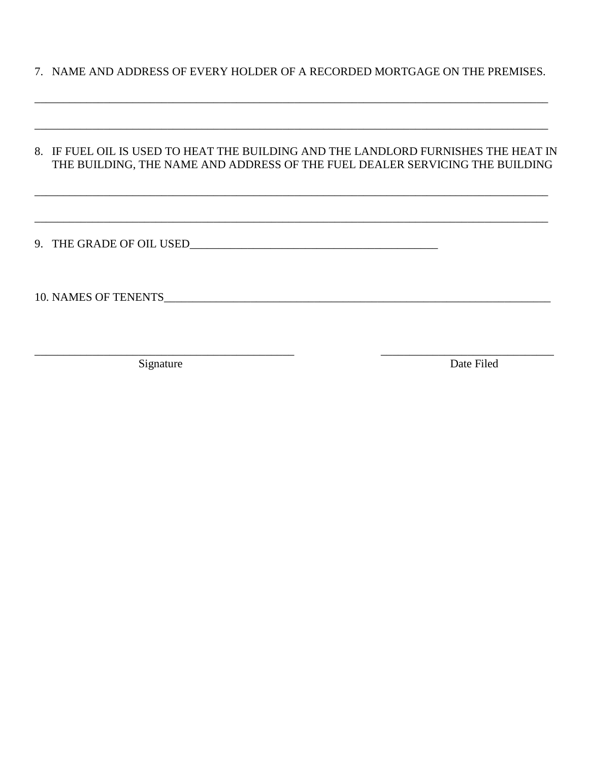7. NAME AND ADDRESS OF EVERY HOLDER OF A RECORDED MORTGAGE ON THE PREMISES.

____________________________________________________________________________________

____________________________________________________________________________________

8. IF FUEL OIL IS USED TO HEAT THE BUILDING AND THE LANDLORD FURNISHES THE HEAT IN THE BUILDING, THE NAME AND ADDRESS OF THE FUEL DEALER SERVICING THE BUILDING

____________________________________________________________________________________

____________________________________________________________________________________

9. THE GRADE OF OIL USED_________________________________________

10. NAMES OF TENENTS____________________________________________________________

________________________________________ Signature

__________________________ Date Filed